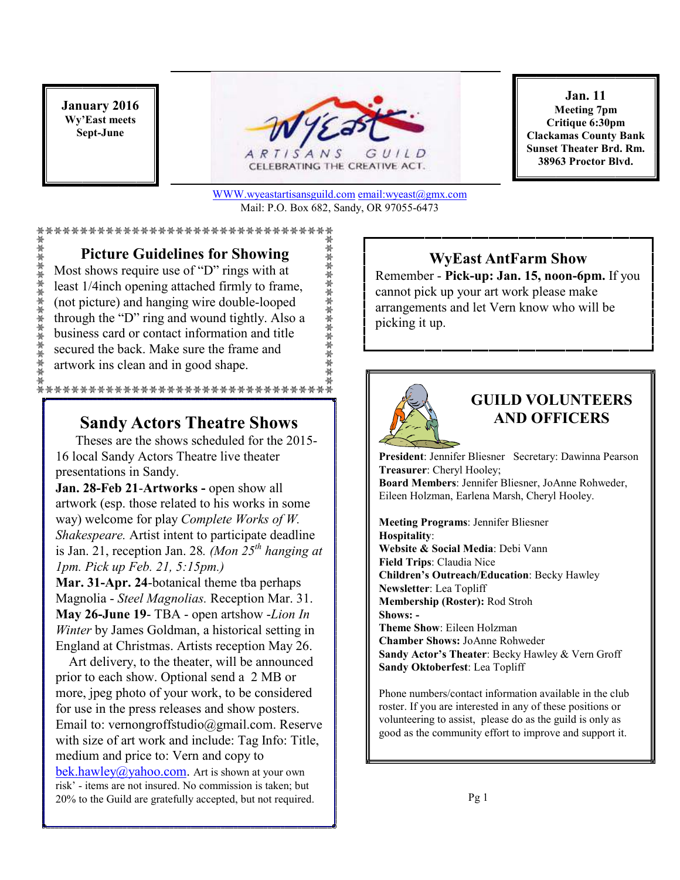**January 2016**
**Wy'East meets Sept-June**

WyEast ARTISANS GUILD
CELEBRATING THE CREATIVE ACT.

WWW.wyeastartisansguild.com email:wyeast@gmx.com
Mail: P.O. Box 682, Sandy, OR 97055-6473

**Jan. 11**
**Meeting 7pm**
**Critique 6:30pm**
**Clackamas County Bank**
**Sunset Theater Brd. Rm.**
**38963 Proctor Blvd.**

## Picture Guidelines for Showing

Most shows require use of "D" rings with at least 1/4inch opening attached firmly to frame, (not picture) and hanging wire double-looped through the "D" ring and wound tightly. Also a business card or contact information and title secured the back. Make sure the frame and artwork ins clean and in good shape.

## Sandy Actors Theatre Shows

Theses are the shows scheduled for the 2015-16 local Sandy Actors Theatre live theater presentations in Sandy.

**Jan. 28-Feb 21-Artworks -** open show all artwork (esp. those related to his works in some way) welcome for play *Complete Works of W. Shakespeare.* Artist intent to participate deadline is Jan. 21, reception Jan. 28. *(Mon 25th hanging at 1pm. Pick up Feb. 21, 5:15pm.)*

**Mar. 31-Apr. 24**-botanical theme tba perhaps Magnolia - *Steel Magnolias.* Reception Mar. 31.

**May 26-June 19**- TBA - open artshow -*Lion In Winter* by James Goldman, a historical setting in England at Christmas. Artists reception May 26.

Art delivery, to the theater, will be announced prior to each show. Optional send a 2 MB or more, jpeg photo of your work, to be considered for use in the press releases and show posters. Email to: vernongroffstudio@gmail.com. Reserve with size of art work and include: Tag Info: Title, medium and price to: Vern and copy to bek.hawley@yahoo.com. Art is shown at your own risk' - items are not insured. No commission is taken; but 20% to the Guild are gratefully accepted, but not required.

## WyEast AntFarm Show

Remember - **Pick-up: Jan. 15, noon-6pm.** If you cannot pick up your art work please make arrangements and let Vern know who will be picking it up.

## GUILD VOLUNTEERS AND OFFICERS

**President**: Jennifer Bliesner Secretary: Dawinna Pearson
**Treasurer**: Cheryl Hooley;
**Board Members**: Jennifer Bliesner, JoAnne Rohweder, Eileen Holzman, Earlena Marsh, Cheryl Hooley.

**Meeting Programs**: Jennifer Bliesner
**Hospitality**:
**Website & Social Media**: Debi Vann
**Field Trips**: Claudia Nice
**Children's Outreach/Education**: Becky Hawley
**Newsletter**: Lea Topliff
**Membership (Roster):** Rod Stroh
**Shows: -**
**Theme Show**: Eileen Holzman
**Chamber Shows:** JoAnne Rohweder
**Sandy Actor's Theater**: Becky Hawley & Vern Groff
**Sandy Oktoberfest**: Lea Topliff

Phone numbers/contact information available in the club roster. If you are interested in any of these positions or volunteering to assist, please do as the guild is only as good as the community effort to improve and support it.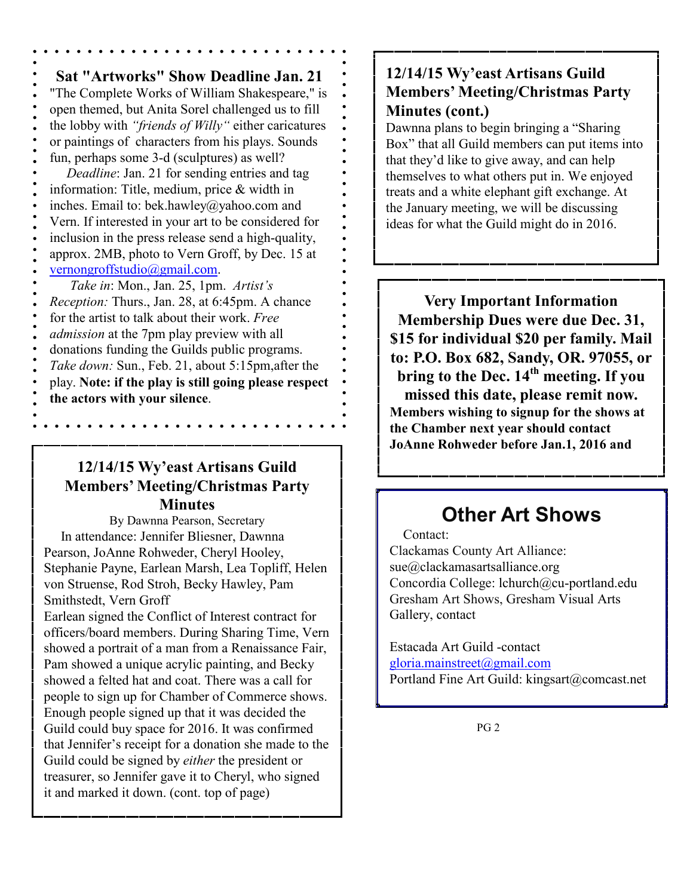## Sat "Artworks" Show Deadline Jan. 21

"The Complete Works of William Shakespeare," is open themed, but Anita Sorel challenged us to fill the lobby with *"friends of Willy"* either caricatures or paintings of characters from his plays. Sounds fun, perhaps some 3-d (sculptures) as well?

*Deadline*: Jan. 21 for sending entries and tag information: Title, medium, price & width in inches. Email to: bek.hawley@yahoo.com and Vern. If interested in your art to be considered for inclusion in the press release send a high-quality, approx. 2MB, photo to Vern Groff, by Dec. 15 at vernongroffstudio@gmail.com.

*Take in*: Mon., Jan. 25, 1pm. *Artist's Reception:* Thurs., Jan. 28, at 6:45pm. A chance for the artist to talk about their work. *Free admission* at the 7pm play preview with all donations funding the Guilds public programs. *Take down:* Sun., Feb. 21, about 5:15pm,after the play. **Note: if the play is still going please respect the actors with your silence**.

## 12/14/15 Wy'east Artisans Guild Members' Meeting/Christmas Party Minutes

By Dawnna Pearson, Secretary

In attendance: Jennifer Bliesner, Dawnna Pearson, JoAnne Rohweder, Cheryl Hooley, Stephanie Payne, Earlean Marsh, Lea Topliff, Helen von Struense, Rod Stroh, Becky Hawley, Pam Smithstedt, Vern Groff

Earlean signed the Conflict of Interest contract for officers/board members. During Sharing Time, Vern showed a portrait of a man from a Renaissance Fair, Pam showed a unique acrylic painting, and Becky showed a felted hat and coat. There was a call for people to sign up for Chamber of Commerce shows. Enough people signed up that it was decided the Guild could buy space for 2016. It was confirmed that Jennifer's receipt for a donation she made to the Guild could be signed by *either* the president or treasurer, so Jennifer gave it to Cheryl, who signed it and marked it down. (cont. top of page)

## 12/14/15 Wy'east Artisans Guild Members' Meeting/Christmas Party Minutes (cont.)

Dawnna plans to begin bringing a "Sharing Box" that all Guild members can put items into that they'd like to give away, and can help themselves to what others put in. We enjoyed treats and a white elephant gift exchange. At the January meeting, we will be discussing ideas for what the Guild might do in 2016.

**Very Important Information**

**Membership Dues were due Dec. 31, $15 for individual $20 per family. Mail to: P.O. Box 682, Sandy, OR. 97055, or bring to the Dec. 14th meeting. If you missed this date, please remit now.**

**Members wishing to signup for the shows at the Chamber next year should contact JoAnne Rohweder before Jan.1, 2016 and**

## Other Art Shows

Contact:

Clackamas County Art Alliance: sue@clackamasartsalliance.org
Concordia College: lchurch@cu-portland.edu
Gresham Art Shows, Gresham Visual Arts Gallery, contact

Estacada Art Guild -contact gloria.mainstreet@gmail.com
Portland Fine Art Guild: kingsart@comcast.net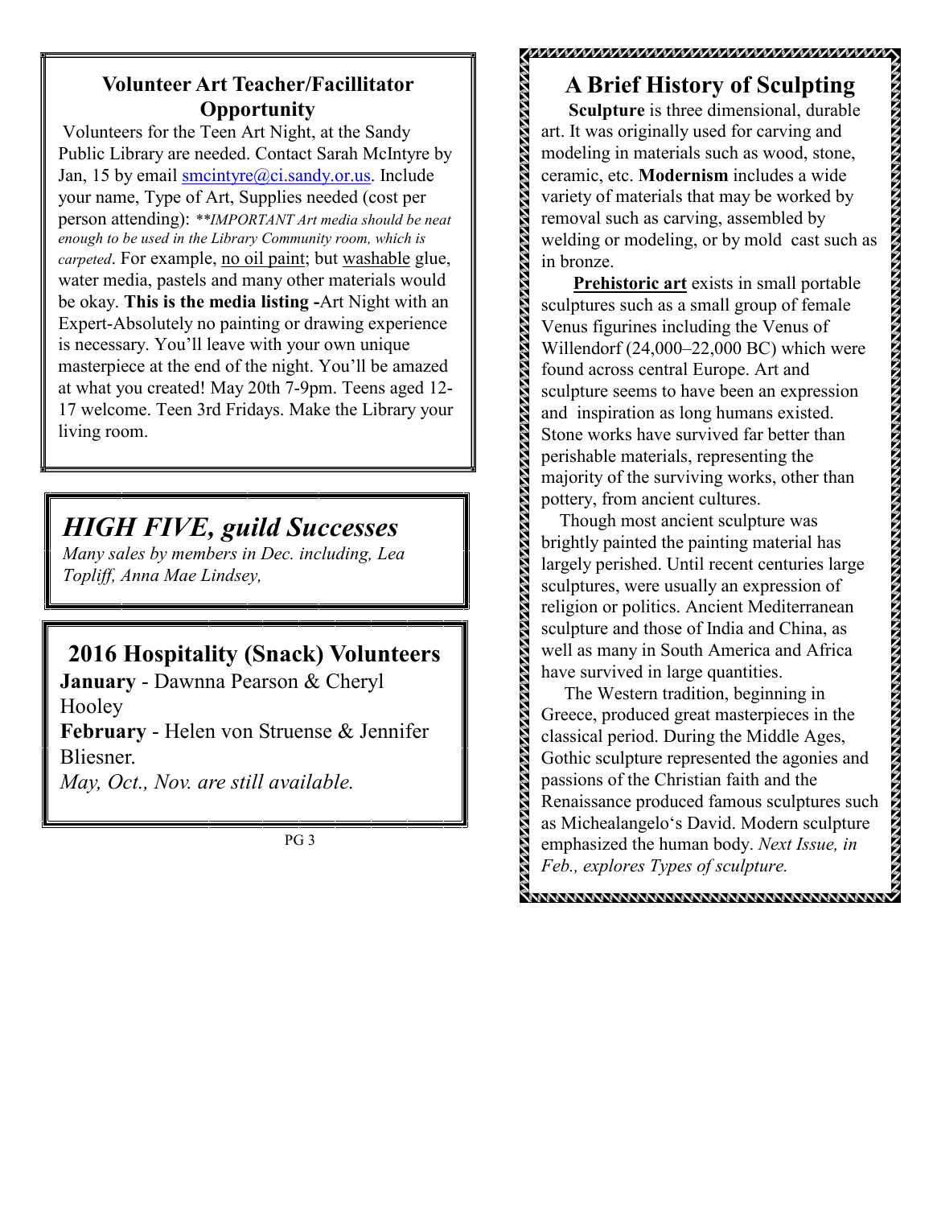## Volunteer Art Teacher/Facillitator Opportunity

Volunteers for the Teen Art Night, at the Sandy Public Library are needed. Contact Sarah McIntyre by Jan, 15 by email smcintyre@ci.sandy.or.us. Include your name, Type of Art, Supplies needed (cost per person attending): *\*\*IMPORTANT Art media should be neat enough to be used in the Library Community room, which is carpeted*. For example, no oil paint; but washable glue, water media, pastels and many other materials would be okay. **This is the media listing -**Art Night with an Expert-Absolutely no painting or drawing experience is necessary. You'll leave with your own unique masterpiece at the end of the night. You'll be amazed at what you created! May 20th 7-9pm. Teens aged 12-17 welcome. Teen 3rd Fridays. Make the Library your living room.

## *HIGH FIVE, guild Successes*

*Many sales by members in Dec. including, Lea Topliff, Anna Mae Lindsey,*

## 2016 Hospitality (Snack) Volunteers

**January** - Dawnna Pearson & Cheryl Hooley

**February** - Helen von Struense & Jennifer Bliesner.

*May, Oct., Nov. are still available.*

## A Brief History of Sculpting

**Sculpture** is three dimensional, durable art. It was originally used for carving and modeling in materials such as wood, stone, ceramic, etc. **Modernism** includes a wide variety of materials that may be worked by removal such as carving, assembled by welding or modeling, or by mold cast such as in bronze.

**Prehistoric art** exists in small portable sculptures such as a small group of female Venus figurines including the Venus of Willendorf (24,000–22,000 BC) which were found across central Europe. Art and sculpture seems to have been an expression and inspiration as long humans existed. Stone works have survived far better than perishable materials, representing the majority of the surviving works, other than pottery, from ancient cultures.

Though most ancient sculpture was brightly painted the painting material has largely perished. Until recent centuries large sculptures, were usually an expression of religion or politics. Ancient Mediterranean sculpture and those of India and China, as well as many in South America and Africa have survived in large quantities.

The Western tradition, beginning in Greece, produced great masterpieces in the classical period. During the Middle Ages, Gothic sculpture represented the agonies and passions of the Christian faith and the Renaissance produced famous sculptures such as Michealangelo's David. Modern sculpture emphasized the human body. *Next Issue, in Feb., explores Types of sculpture.*